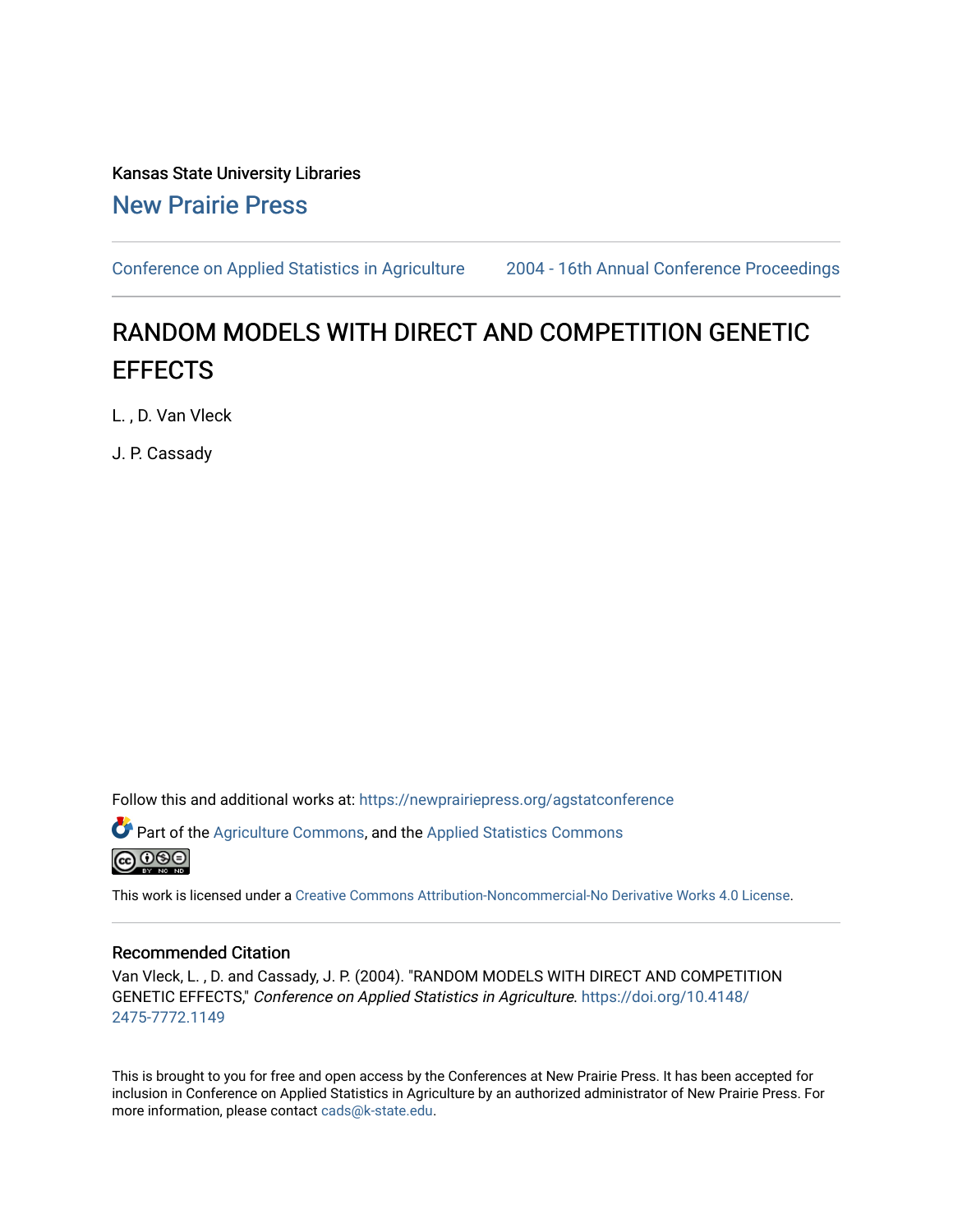Kansas State University Libraries

New Prairie Press

Conference on Applied Statistics in Agriculture     2004 - 16th Annual Conference Proceedings

# RANDOM MODELS WITH DIRECT AND COMPETITION GENETIC EFFECTS

L. , D. Van Vleck

J. P. Cassady

Follow this and additional works at: https://newprairiepress.org/agstatconference

Part of the Agriculture Commons, and the Applied Statistics Commons

This work is licensed under a Creative Commons Attribution-Noncommercial-No Derivative Works 4.0 License.

## Recommended Citation

Van Vleck, L. , D. and Cassady, J. P. (2004). "RANDOM MODELS WITH DIRECT AND COMPETITION GENETIC EFFECTS," *Conference on Applied Statistics in Agriculture*. https://doi.org/10.4148/2475-7772.1149

This is brought to you for free and open access by the Conferences at New Prairie Press. It has been accepted for inclusion in Conference on Applied Statistics in Agriculture by an authorized administrator of New Prairie Press. For more information, please contact cads@k-state.edu.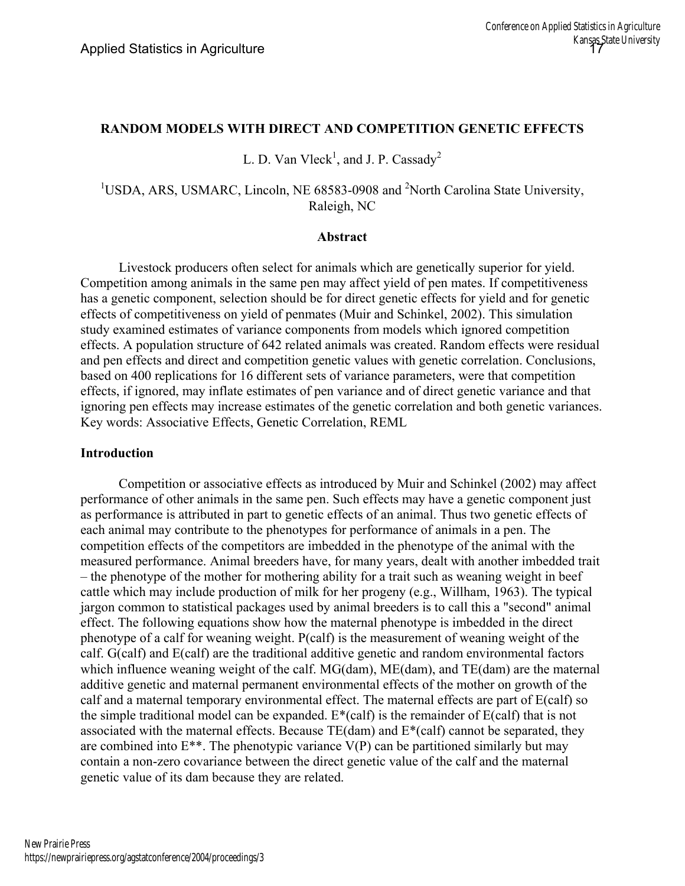# RANDOM MODELS WITH DIRECT AND COMPETITION GENETIC EFFECTS

L. D. Van Vleck[1], and J. P. Cassady[2]

[1]USDA, ARS, USMARC, Lincoln, NE 68583-0908 and [2]North Carolina State University, Raleigh, NC

## Abstract

Livestock producers often select for animals which are genetically superior for yield. Competition among animals in the same pen may affect yield of pen mates. If competitiveness has a genetic component, selection should be for direct genetic effects for yield and for genetic effects of competitiveness on yield of penmates (Muir and Schinkel, 2002). This simulation study examined estimates of variance components from models which ignored competition effects. A population structure of 642 related animals was created. Random effects were residual and pen effects and direct and competition genetic values with genetic correlation. Conclusions, based on 400 replications for 16 different sets of variance parameters, were that competition effects, if ignored, may inflate estimates of pen variance and of direct genetic variance and that ignoring pen effects may increase estimates of the genetic correlation and both genetic variances. Key words: Associative Effects, Genetic Correlation, REML

## Introduction

Competition or associative effects as introduced by Muir and Schinkel (2002) may affect performance of other animals in the same pen. Such effects may have a genetic component just as performance is attributed in part to genetic effects of an animal. Thus two genetic effects of each animal may contribute to the phenotypes for performance of animals in a pen. The competition effects of the competitors are imbedded in the phenotype of the animal with the measured performance. Animal breeders have, for many years, dealt with another imbedded trait – the phenotype of the mother for mothering ability for a trait such as weaning weight in beef cattle which may include production of milk for her progeny (e.g., Willham, 1963). The typical jargon common to statistical packages used by animal breeders is to call this a "second" animal effect. The following equations show how the maternal phenotype is imbedded in the direct phenotype of a calf for weaning weight. P(calf) is the measurement of weaning weight of the calf. G(calf) and E(calf) are the traditional additive genetic and random environmental factors which influence weaning weight of the calf. MG(dam), ME(dam), and TE(dam) are the maternal additive genetic and maternal permanent environmental effects of the mother on growth of the calf and a maternal temporary environmental effect. The maternal effects are part of E(calf) so the simple traditional model can be expanded. E*(calf) is the remainder of E(calf) that is not associated with the maternal effects. Because TE(dam) and E*(calf) cannot be separated, they are combined into E**. The phenotypic variance V(P) can be partitioned similarly but may contain a non-zero covariance between the direct genetic value of the calf and the maternal genetic value of its dam because they are related.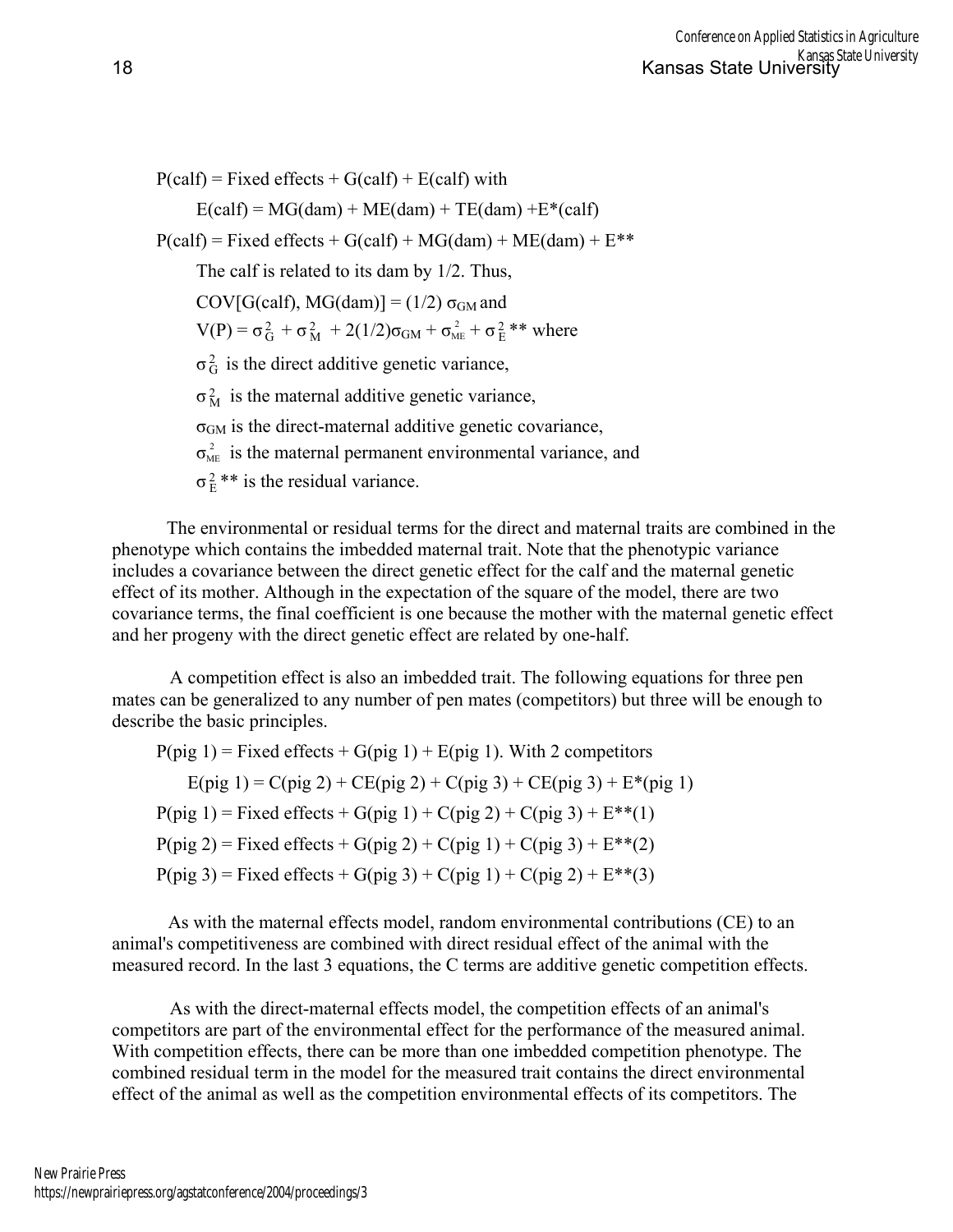$$P(\text{calf}) = \text{Fixed effects} + G(\text{calf}) + E(\text{calf}) \text{ with}$$

$$E(\text{calf}) = MG(\text{dam}) + ME(\text{dam}) + TE(\text{dam}) + E^*(\text{calf})$$

$$P(\text{calf}) = \text{Fixed effects} + G(\text{calf}) + MG(\text{dam}) + ME(\text{dam}) + E^{**}$$

The calf is related to its dam by 1/2. Thus,

$\text{COV}[G(\text{calf}), MG(\text{dam})] = (1/2)\,\sigma_{GM}$ and

$V(P) = \sigma^2_G + \sigma^2_M + 2(1/2)\sigma_{GM} + \sigma^2_{ME} + \sigma^2_E{}^{**}$ where

$\sigma^2_G$ is the direct additive genetic variance,

$\sigma^2_M$ is the maternal additive genetic variance,

$\sigma_{GM}$ is the direct-maternal additive genetic covariance,

$\sigma^2_{ME}$ is the maternal permanent environmental variance, and

$\sigma^2_E{}^{**}$ is the residual variance.

The environmental or residual terms for the direct and maternal traits are combined in the phenotype which contains the imbedded maternal trait. Note that the phenotypic variance includes a covariance between the direct genetic effect for the calf and the maternal genetic effect of its mother. Although in the expectation of the square of the model, there are two covariance terms, the final coefficient is one because the mother with the maternal genetic effect and her progeny with the direct genetic effect are related by one-half.

A competition effect is also an imbedded trait. The following equations for three pen mates can be generalized to any number of pen mates (competitors) but three will be enough to describe the basic principles.

$P(\text{pig } 1) = \text{Fixed effects} + G(\text{pig } 1) + E(\text{pig } 1)$. With 2 competitors

$$E(\text{pig } 1) = C(\text{pig } 2) + CE(\text{pig } 2) + C(\text{pig } 3) + CE(\text{pig } 3) + E^*(\text{pig } 1)$$

$$P(\text{pig } 1) = \text{Fixed effects} + G(\text{pig } 1) + C(\text{pig } 2) + C(\text{pig } 3) + E^{**}(1)$$

$$P(\text{pig } 2) = \text{Fixed effects} + G(\text{pig } 2) + C(\text{pig } 1) + C(\text{pig } 3) + E^{**}(2)$$

$$P(\text{pig } 3) = \text{Fixed effects} + G(\text{pig } 3) + C(\text{pig } 1) + C(\text{pig } 2) + E^{**}(3)$$

As with the maternal effects model, random environmental contributions (CE) to an animal's competitiveness are combined with direct residual effect of the animal with the measured record. In the last 3 equations, the C terms are additive genetic competition effects.

As with the direct-maternal effects model, the competition effects of an animal's competitors are part of the environmental effect for the performance of the measured animal. With competition effects, there can be more than one imbedded competition phenotype. The combined residual term in the model for the measured trait contains the direct environmental effect of the animal as well as the competition environmental effects of its competitors. The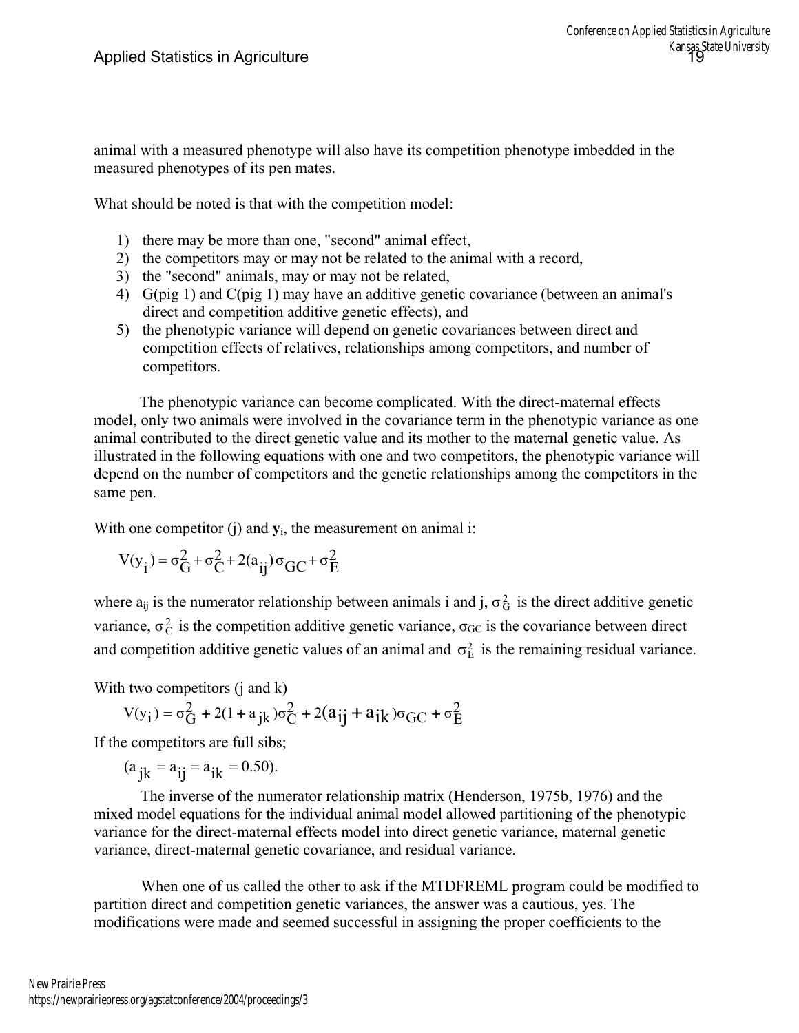animal with a measured phenotype will also have its competition phenotype imbedded in the measured phenotypes of its pen mates.

What should be noted is that with the competition model:

1) there may be more than one, "second" animal effect,
2) the competitors may or may not be related to the animal with a record,
3) the "second" animals, may or may not be related,
4) G(pig 1) and C(pig 1) may have an additive genetic covariance (between an animal's direct and competition additive genetic effects), and
5) the phenotypic variance will depend on genetic covariances between direct and competition effects of relatives, relationships among competitors, and number of competitors.

The phenotypic variance can become complicated. With the direct-maternal effects model, only two animals were involved in the covariance term in the phenotypic variance as one animal contributed to the direct genetic value and its mother to the maternal genetic value. As illustrated in the following equations with one and two competitors, the phenotypic variance will depend on the number of competitors and the genetic relationships among the competitors in the same pen.

With one competitor (j) and $\mathbf{y}_i$, the measurement on animal i:

$$V(y_i) = \sigma_G^2 + \sigma_C^2 + 2(a_{ij})\sigma_{GC} + \sigma_E^2$$

where $a_{ij}$ is the numerator relationship between animals i and j, $\sigma_G^2$ is the direct additive genetic variance, $\sigma_C^2$ is the competition additive genetic variance, $\sigma_{GC}$ is the covariance between direct and competition additive genetic values of an animal and $\sigma_E^2$ is the remaining residual variance.

With two competitors (j and k)

$$V(y_i) = \sigma_G^2 + 2(1 + a_{jk})\sigma_C^2 + 2(a_{ij} + a_{ik})\sigma_{GC} + \sigma_E^2$$

If the competitors are full sibs;

$$(a_{jk} = a_{ij} = a_{ik} = 0.50).$$

The inverse of the numerator relationship matrix (Henderson, 1975b, 1976) and the mixed model equations for the individual animal model allowed partitioning of the phenotypic variance for the direct-maternal effects model into direct genetic variance, maternal genetic variance, direct-maternal genetic covariance, and residual variance.

When one of us called the other to ask if the MTDFREML program could be modified to partition direct and competition genetic variances, the answer was a cautious, yes. The modifications were made and seemed successful in assigning the proper coefficients to the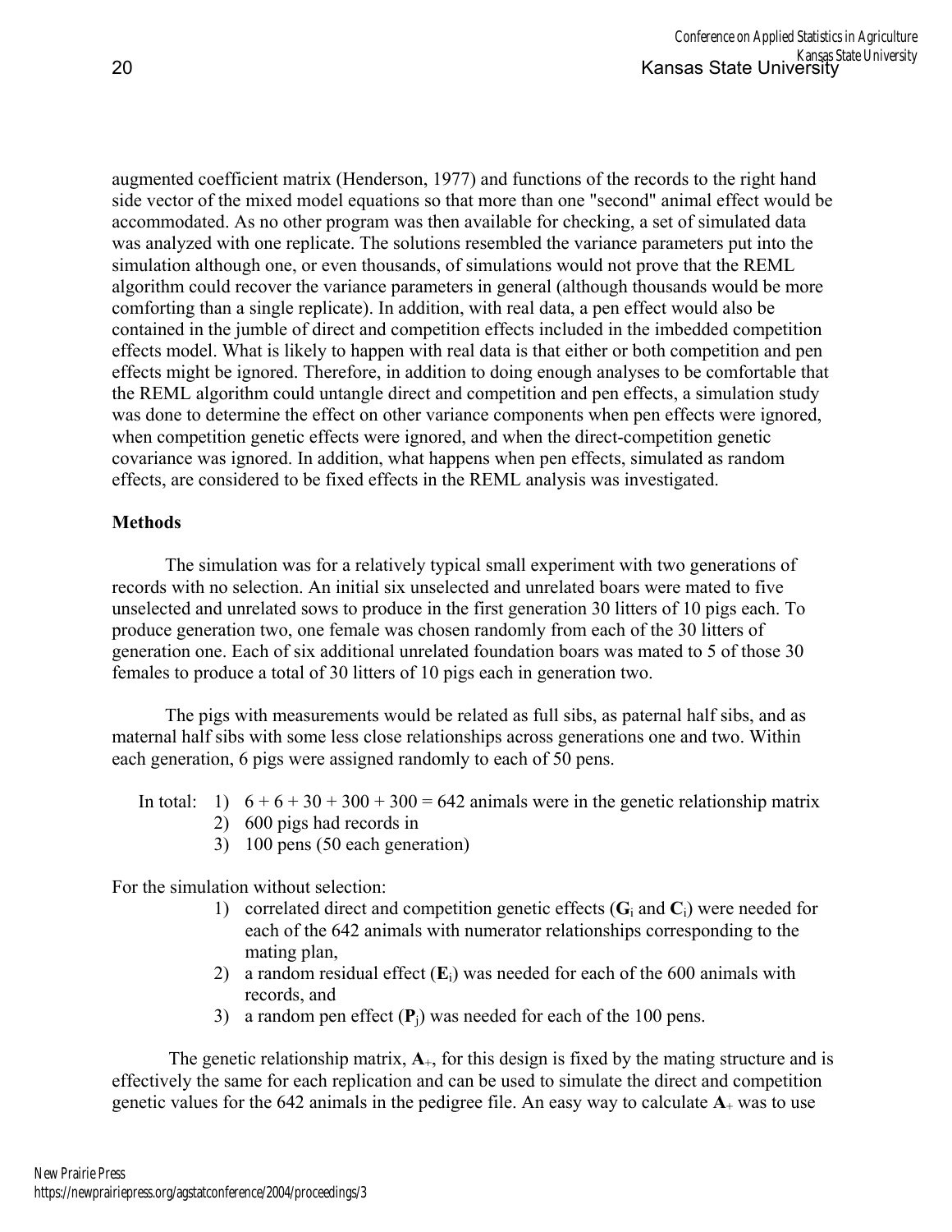augmented coefficient matrix (Henderson, 1977) and functions of the records to the right hand side vector of the mixed model equations so that more than one "second" animal effect would be accommodated. As no other program was then available for checking, a set of simulated data was analyzed with one replicate. The solutions resembled the variance parameters put into the simulation although one, or even thousands, of simulations would not prove that the REML algorithm could recover the variance parameters in general (although thousands would be more comforting than a single replicate). In addition, with real data, a pen effect would also be contained in the jumble of direct and competition effects included in the imbedded competition effects model. What is likely to happen with real data is that either or both competition and pen effects might be ignored. Therefore, in addition to doing enough analyses to be comfortable that the REML algorithm could untangle direct and competition and pen effects, a simulation study was done to determine the effect on other variance components when pen effects were ignored, when competition genetic effects were ignored, and when the direct-competition genetic covariance was ignored. In addition, what happens when pen effects, simulated as random effects, are considered to be fixed effects in the REML analysis was investigated.

**Methods**

The simulation was for a relatively typical small experiment with two generations of records with no selection. An initial six unselected and unrelated boars were mated to five unselected and unrelated sows to produce in the first generation 30 litters of 10 pigs each. To produce generation two, one female was chosen randomly from each of the 30 litters of generation one. Each of six additional unrelated foundation boars was mated to 5 of those 30 females to produce a total of 30 litters of 10 pigs each in generation two.

The pigs with measurements would be related as full sibs, as paternal half sibs, and as maternal half sibs with some less close relationships across generations one and two. Within each generation, 6 pigs were assigned randomly to each of 50 pens.

In total:
1) $6 + 6 + 30 + 300 + 300 = 642$ animals were in the genetic relationship matrix
2) 600 pigs had records in
3) 100 pens (50 each generation)

For the simulation without selection:

1) correlated direct and competition genetic effects ($\mathbf{G}_i$ and $\mathbf{C}_i$) were needed for each of the 642 animals with numerator relationships corresponding to the mating plan,
2) a random residual effect ($\mathbf{E}_i$) was needed for each of the 600 animals with records, and
3) a random pen effect ($\mathbf{P}_j$) was needed for each of the 100 pens.

The genetic relationship matrix, $\mathbf{A}_+$, for this design is fixed by the mating structure and is effectively the same for each replication and can be used to simulate the direct and competition genetic values for the 642 animals in the pedigree file. An easy way to calculate $\mathbf{A}_+$ was to use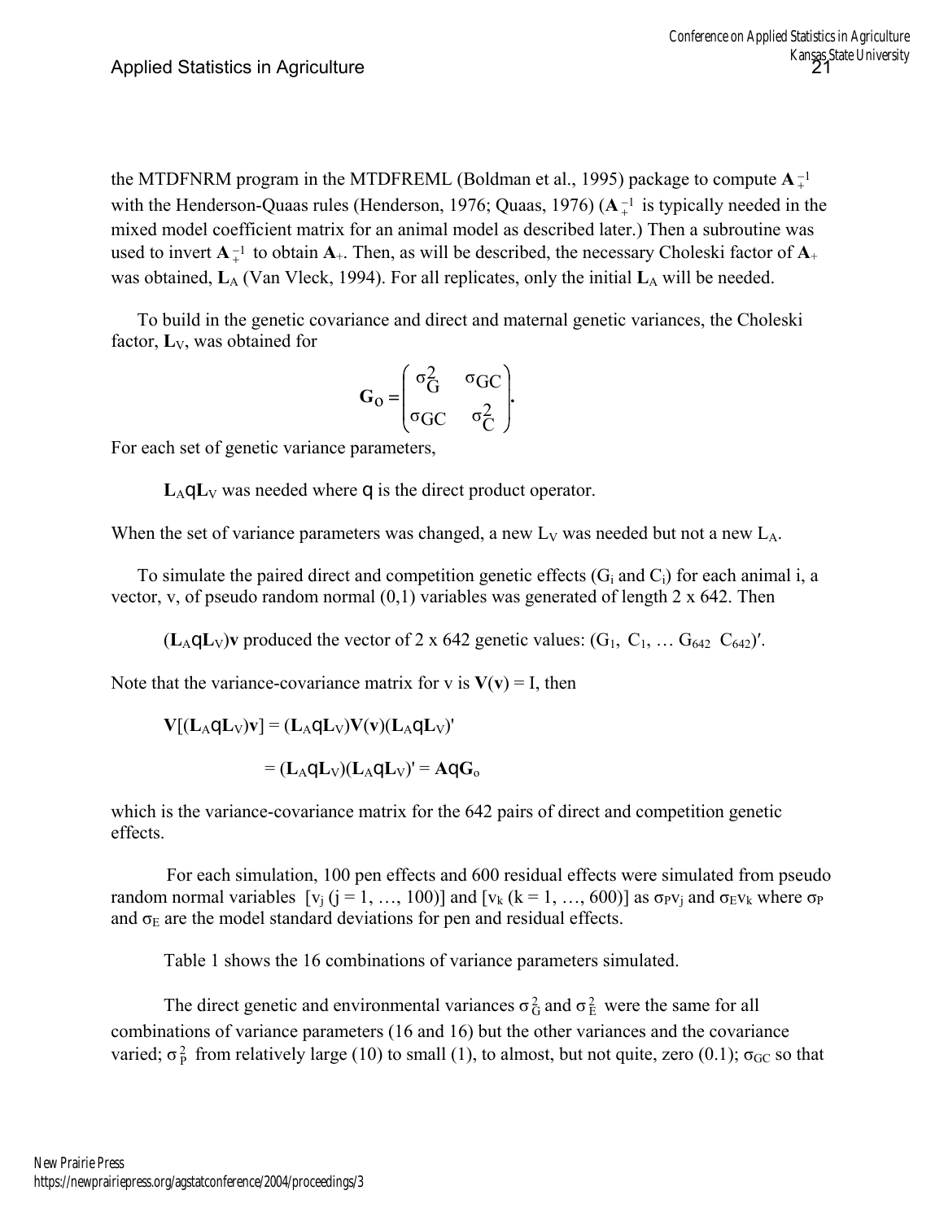the MTDFNRM program in the MTDFREML (Boldman et al., 1995) package to compute $\mathbf{A}_+^{-1}$ with the Henderson-Quaas rules (Henderson, 1976; Quaas, 1976) ($\mathbf{A}_+^{-1}$ is typically needed in the mixed model coefficient matrix for an animal model as described later.) Then a subroutine was used to invert $\mathbf{A}_+^{-1}$ to obtain $\mathbf{A}_+$. Then, as will be described, the necessary Choleski factor of $\mathbf{A}_+$ was obtained, $\mathbf{L}_A$ (Van Vleck, 1994). For all replicates, only the initial $\mathbf{L}_A$ will be needed.

To build in the genetic covariance and direct and maternal genetic variances, the Choleski factor, $\mathbf{L}_V$, was obtained for

$$\mathbf{G}_O = \begin{pmatrix} \sigma_G^2 & \sigma_{GC} \\ \sigma_{GC} & \sigma_C^2 \end{pmatrix}.$$

For each set of genetic variance parameters,

$\mathbf{L}_A \otimes \mathbf{L}_V$ was needed where $\otimes$ is the direct product operator.

When the set of variance parameters was changed, a new $L_V$ was needed but not a new $L_A$.

To simulate the paired direct and competition genetic effects ($G_i$ and $C_i$) for each animal i, a vector, v, of pseudo random normal (0,1) variables was generated of length 2 x 642. Then

$(\mathbf{L}_A \otimes \mathbf{L}_V)\mathbf{v}$ produced the vector of 2 x 642 genetic values: $(G_1,\ C_1,\ \ldots\ G_{642}\ \ C_{642})'$.

Note that the variance-covariance matrix for v is $\mathbf{V}(\mathbf{v}) = \mathrm{I}$, then

$$\mathbf{V}[(\mathbf{L}_A \otimes \mathbf{L}_V)\mathbf{v}] = (\mathbf{L}_A \otimes \mathbf{L}_V)\mathbf{V}(\mathbf{v})(\mathbf{L}_A \otimes \mathbf{L}_V)'$$

$$= (\mathbf{L}_A \otimes \mathbf{L}_V)(\mathbf{L}_A \otimes \mathbf{L}_V)' = \mathbf{A} \otimes \mathbf{G}_o$$

which is the variance-covariance matrix for the 642 pairs of direct and competition genetic effects.

For each simulation, 100 pen effects and 600 residual effects were simulated from pseudo random normal variables $[v_j\ (j = 1, \ldots, 100)]$ and $[v_k\ (k = 1, \ldots, 600)]$ as $\sigma_P v_j$ and $\sigma_E v_k$ where $\sigma_P$ and $\sigma_E$ are the model standard deviations for pen and residual effects.

Table 1 shows the 16 combinations of variance parameters simulated.

The direct genetic and environmental variances $\sigma_G^2$ and $\sigma_E^2$ were the same for all combinations of variance parameters (16 and 16) but the other variances and the covariance varied; $\sigma_P^2$ from relatively large (10) to small (1), to almost, but not quite, zero (0.1); $\sigma_{GC}$ so that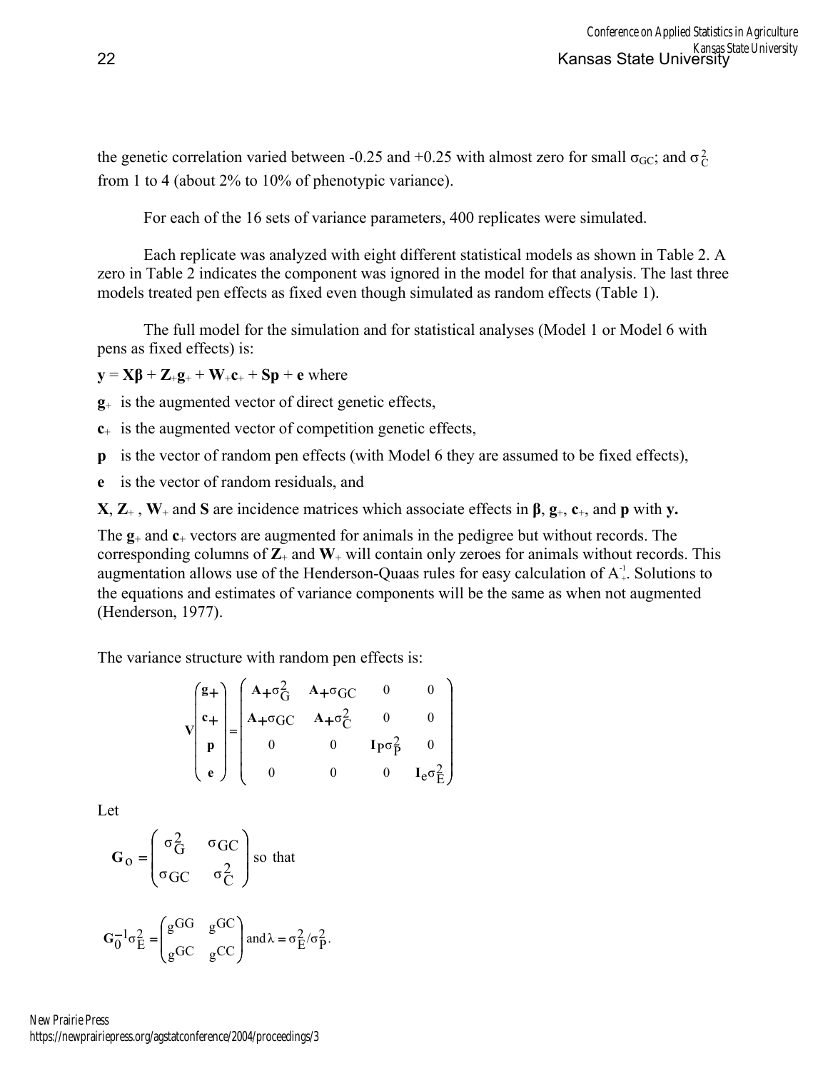the genetic correlation varied between -0.25 and +0.25 with almost zero for small $\sigma_{GC}$; and $\sigma^2_C$ from 1 to 4 (about 2% to 10% of phenotypic variance).

For each of the 16 sets of variance parameters, 400 replicates were simulated.

Each replicate was analyzed with eight different statistical models as shown in Table 2. A zero in Table 2 indicates the component was ignored in the model for that analysis. The last three models treated pen effects as fixed even though simulated as random effects (Table 1).

The full model for the simulation and for statistical analyses (Model 1 or Model 6 with pens as fixed effects) is:

$\mathbf{y} = \mathbf{X\beta} + \mathbf{Z}_+\mathbf{g}_+ + \mathbf{W}_+\mathbf{c}_+ + \mathbf{Sp} + \mathbf{e}$ where

$\mathbf{g}_+$ is the augmented vector of direct genetic effects,

$\mathbf{c}_+$ is the augmented vector of competition genetic effects,

$\mathbf{p}$ is the vector of random pen effects (with Model 6 they are assumed to be fixed effects),

$\mathbf{e}$ is the vector of random residuals, and

$\mathbf{X}$, $\mathbf{Z}_+$, $\mathbf{W}_+$ and $\mathbf{S}$ are incidence matrices which associate effects in $\boldsymbol{\beta}$, $\mathbf{g}_+$, $\mathbf{c}_+$, and $\mathbf{p}$ with $\mathbf{y}$.

The $\mathbf{g}_+$ and $\mathbf{c}_+$ vectors are augmented for animals in the pedigree but without records. The corresponding columns of $\mathbf{Z}_+$ and $\mathbf{W}_+$ will contain only zeroes for animals without records. This augmentation allows use of the Henderson-Quaas rules for easy calculation of $A_+^{-1}$. Solutions to the equations and estimates of variance components will be the same as when not augmented (Henderson, 1977).

The variance structure with random pen effects is:

$$
\mathbf{V}\begin{pmatrix} \mathbf{g}_+ \\ \mathbf{c}_+ \\ \mathbf{p} \\ \mathbf{e} \end{pmatrix} = \begin{pmatrix} \mathbf{A}_+\sigma^2_G & \mathbf{A}_+\sigma_{GC} & 0 & 0 \\ \mathbf{A}_+\sigma_{GC} & \mathbf{A}_+\sigma^2_C & 0 & 0 \\ 0 & 0 & \mathbf{I}_P\sigma^2_P & 0 \\ 0 & 0 & 0 & \mathbf{I}_e\sigma^2_E \end{pmatrix}
$$

Let

$$
\mathbf{G}_0 = \begin{pmatrix} \sigma^2_G & \sigma_{GC} \\ \sigma_{GC} & \sigma^2_C \end{pmatrix} \text{ so that}
$$

$$
\mathbf{G}_0^{-1}\sigma^2_E = \begin{pmatrix} g^{GG} & g^{GC} \\ g^{GC} & g^{CC} \end{pmatrix} \text{ and } \lambda = \sigma^2_E/\sigma^2_P.
$$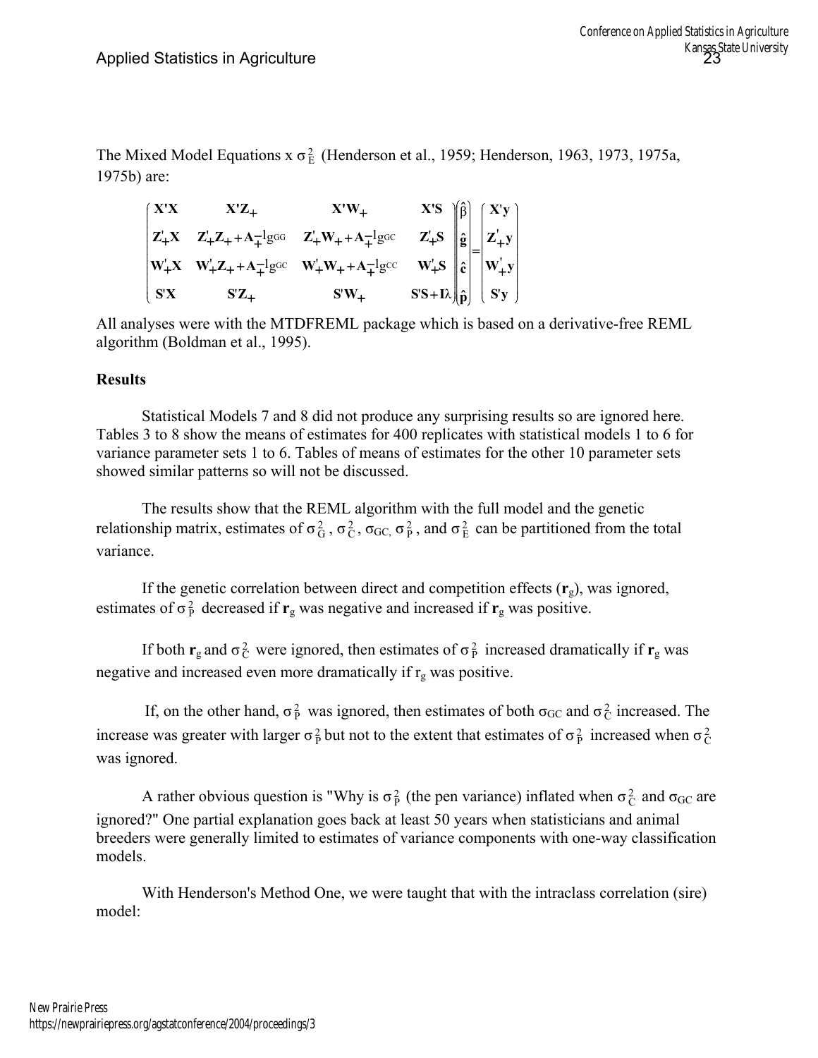The Mixed Model Equations x $\sigma^2_E$ (Henderson et al., 1959; Henderson, 1963, 1973, 1975a, 1975b) are:

$$
\begin{pmatrix}
\mathbf{X'X} & \mathbf{X'Z_+} & \mathbf{X'W_+} & \mathbf{X'S} \\
\mathbf{Z'_+X} & \mathbf{Z'_+Z_+ + A_+^{-1}}g^{GG} & \mathbf{Z'_+W_+ + A_+^{-1}}g^{GC} & \mathbf{Z'_+S} \\
\mathbf{W'_+X} & \mathbf{W'_+Z_+ + A_+^{-1}}g^{GC} & \mathbf{W'_+W_+ + A_+^{-1}}g^{CC} & \mathbf{W'_+S} \\
\mathbf{S'X} & \mathbf{S'Z_+} & \mathbf{S'W_+} & \mathbf{S'S + I}\lambda
\end{pmatrix}
\begin{pmatrix}
\hat{\beta} \\ \hat{\mathbf{g}} \\ \hat{\mathbf{c}} \\ \hat{\mathbf{p}}
\end{pmatrix}
=
\begin{pmatrix}
\mathbf{X'y} \\ \mathbf{Z'_+y} \\ \mathbf{W'_+y} \\ \mathbf{S'y}
\end{pmatrix}
$$

All analyses were with the MTDFREML package which is based on a derivative-free REML algorithm (Boldman et al., 1995).

**Results**

Statistical Models 7 and 8 did not produce any surprising results so are ignored here. Tables 3 to 8 show the means of estimates for 400 replicates with statistical models 1 to 6 for variance parameter sets 1 to 6. Tables of means of estimates for the other 10 parameter sets showed similar patterns so will not be discussed.

The results show that the REML algorithm with the full model and the genetic relationship matrix, estimates of $\sigma^2_G$, $\sigma^2_C$, $\sigma_{GC}$, $\sigma^2_P$, and $\sigma^2_E$ can be partitioned from the total variance.

If the genetic correlation between direct and competition effects ($\mathbf{r}_g$), was ignored, estimates of $\sigma^2_P$ decreased if $\mathbf{r}_g$ was negative and increased if $\mathbf{r}_g$ was positive.

If both $\mathbf{r}_g$ and $\sigma^2_C$ were ignored, then estimates of $\sigma^2_P$ increased dramatically if $\mathbf{r}_g$ was negative and increased even more dramatically if $r_g$ was positive.

If, on the other hand, $\sigma^2_P$ was ignored, then estimates of both $\sigma_{GC}$ and $\sigma^2_C$ increased. The increase was greater with larger $\sigma^2_P$ but not to the extent that estimates of $\sigma^2_P$ increased when $\sigma^2_C$ was ignored.

A rather obvious question is "Why is $\sigma^2_P$ (the pen variance) inflated when $\sigma^2_C$ and $\sigma_{GC}$ are ignored?" One partial explanation goes back at least 50 years when statisticians and animal breeders were generally limited to estimates of variance components with one-way classification models.

With Henderson's Method One, we were taught that with the intraclass correlation (sire) model: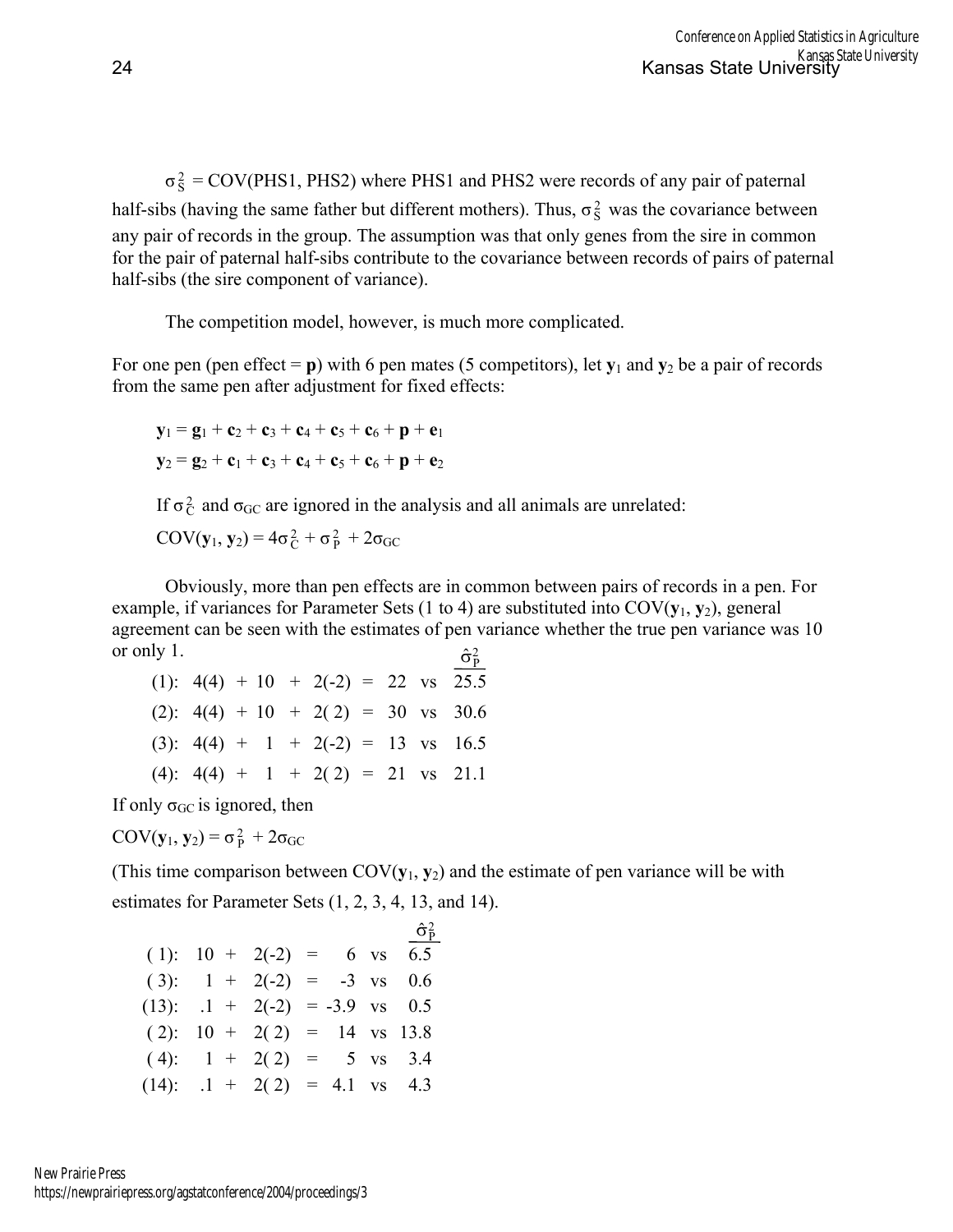$\sigma^2_S$ = COV(PHS1, PHS2) where PHS1 and PHS2 were records of any pair of paternal half-sibs (having the same father but different mothers). Thus, $\sigma^2_S$ was the covariance between any pair of records in the group. The assumption was that only genes from the sire in common for the pair of paternal half-sibs contribute to the covariance between records of pairs of paternal half-sibs (the sire component of variance).

The competition model, however, is much more complicated.

For one pen (pen effect = $\mathbf{p}$) with 6 pen mates (5 competitors), let $\mathbf{y}_1$ and $\mathbf{y}_2$ be a pair of records from the same pen after adjustment for fixed effects:

$$\mathbf{y}_1 = \mathbf{g}_1 + \mathbf{c}_2 + \mathbf{c}_3 + \mathbf{c}_4 + \mathbf{c}_5 + \mathbf{c}_6 + \mathbf{p} + \mathbf{e}_1$$

$$\mathbf{y}_2 = \mathbf{g}_2 + \mathbf{c}_1 + \mathbf{c}_3 + \mathbf{c}_4 + \mathbf{c}_5 + \mathbf{c}_6 + \mathbf{p} + \mathbf{e}_2$$

If $\sigma^2_C$ and $\sigma_{GC}$ are ignored in the analysis and all animals are unrelated:

$$\text{COV}(\mathbf{y}_1, \mathbf{y}_2) = 4\sigma^2_C + \sigma^2_P + 2\sigma_{GC}$$

Obviously, more than pen effects are in common between pairs of records in a pen. For example, if variances for Parameter Sets (1 to 4) are substituted into COV($\mathbf{y}_1$, $\mathbf{y}_2$), general agreement can be seen with the estimates of pen variance whether the true pen variance was 10 or only 1.

| | | | | | | $\hat{\sigma}^2_P$ |
|---|---|---|---|---|---|---|
| (1): | 4(4) + 10 + 2(-2) | = | 22 | vs | | 25.5 |
| (2): | 4(4) + 10 + 2( 2) | = | 30 | vs | | 30.6 |
| (3): | 4(4) + 1 + 2(-2) | = | 13 | vs | | 16.5 |
| (4): | 4(4) + 1 + 2( 2) | = | 21 | vs | | 21.1 |

If only $\sigma_{GC}$ is ignored, then

$$\text{COV}(\mathbf{y}_1, \mathbf{y}_2) = \sigma^2_P + 2\sigma_{GC}$$

(This time comparison between COV($\mathbf{y}_1$, $\mathbf{y}_2$) and the estimate of pen variance will be with estimates for Parameter Sets (1, 2, 3, 4, 13, and 14).

| | | | | | $\hat{\sigma}^2_P$ |
|---|---|---|---|---|---|
| ( 1): | 10 + 2(-2) | = | 6 | vs | 6.5 |
| ( 3): | 1 + 2(-2) | = | -3 | vs | 0.6 |
| (13): | .1 + 2(-2) | = | -3.9 | vs | 0.5 |
| ( 2): | 10 + 2( 2) | = | 14 | vs | 13.8 |
| ( 4): | 1 + 2( 2) | = | 5 | vs | 3.4 |
| (14): | .1 + 2( 2) | = | 4.1 | vs | 4.3 |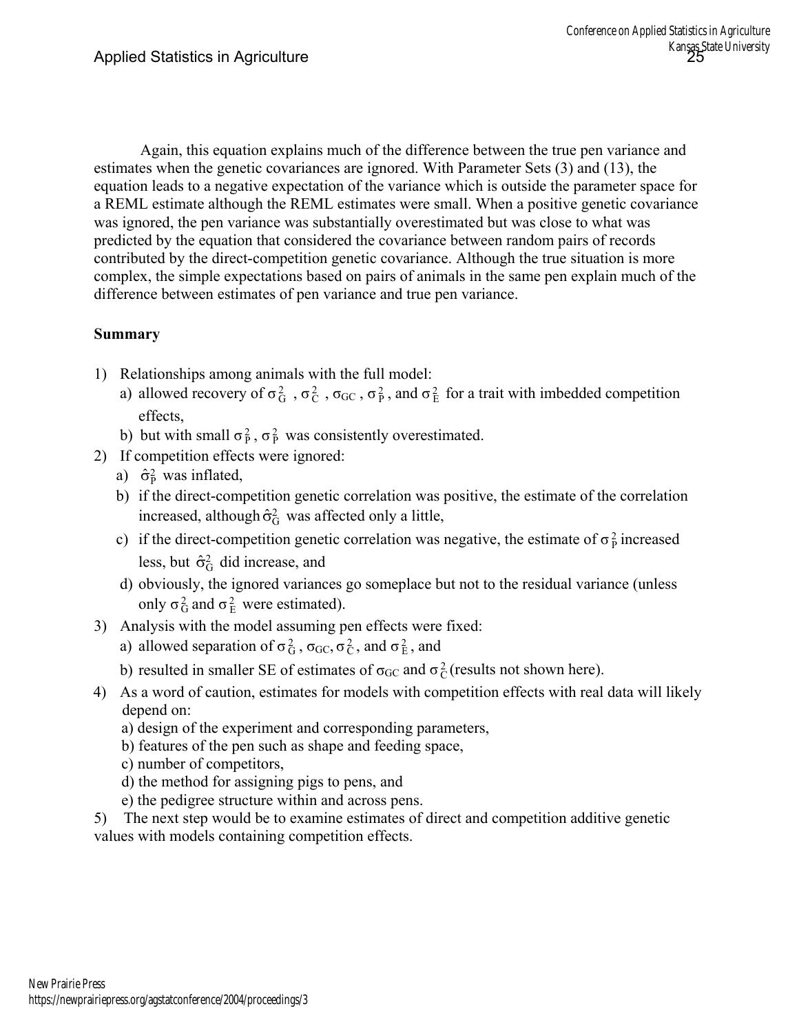Again, this equation explains much of the difference between the true pen variance and estimates when the genetic covariances are ignored. With Parameter Sets (3) and (13), the equation leads to a negative expectation of the variance which is outside the parameter space for a REML estimate although the REML estimates were small. When a positive genetic covariance was ignored, the pen variance was substantially overestimated but was close to what was predicted by the equation that considered the covariance between random pairs of records contributed by the direct-competition genetic covariance. Although the true situation is more complex, the simple expectations based on pairs of animals in the same pen explain much of the difference between estimates of pen variance and true pen variance.

**Summary**

1) Relationships among animals with the full model:
   a) allowed recovery of $\sigma^2_G$, $\sigma^2_C$, $\sigma_{GC}$, $\sigma^2_P$, and $\sigma^2_E$ for a trait with imbedded competition effects,
   b) but with small $\sigma^2_P$, $\sigma^2_P$ was consistently overestimated.
2) If competition effects were ignored:
   a) $\hat{\sigma}^2_P$ was inflated,
   b) if the direct-competition genetic correlation was positive, the estimate of the correlation increased, although $\hat{\sigma}^2_G$ was affected only a little,
   c) if the direct-competition genetic correlation was negative, the estimate of $\sigma^2_P$ increased less, but $\hat{\sigma}^2_G$ did increase, and
   d) obviously, the ignored variances go someplace but not to the residual variance (unless only $\sigma^2_G$ and $\sigma^2_E$ were estimated).
3) Analysis with the model assuming pen effects were fixed:
   a) allowed separation of $\sigma^2_G$, $\sigma_{GC}$, $\sigma^2_C$, and $\sigma^2_E$, and
   b) resulted in smaller SE of estimates of $\sigma_{GC}$ and $\sigma^2_C$ (results not shown here).
4) As a word of caution, estimates for models with competition effects with real data will likely depend on:
   a) design of the experiment and corresponding parameters,
   b) features of the pen such as shape and feeding space,
   c) number of competitors,
   d) the method for assigning pigs to pens, and
   e) the pedigree structure within and across pens.
5) The next step would be to examine estimates of direct and competition additive genetic values with models containing competition effects.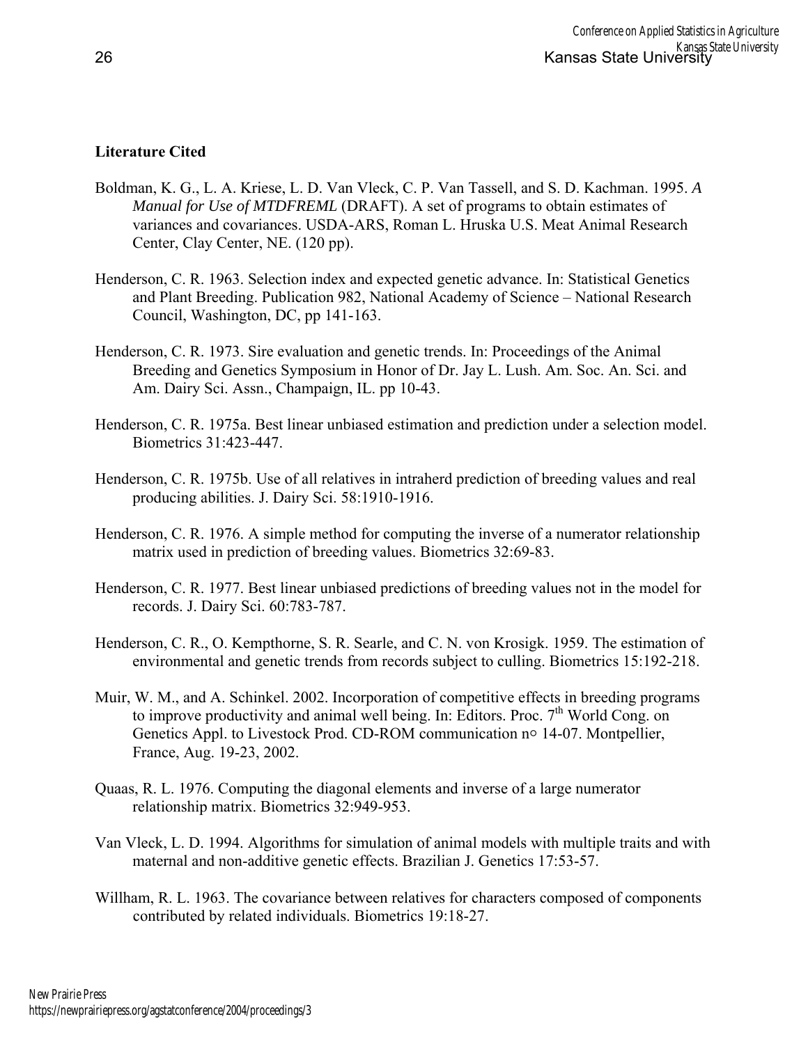**Literature Cited**

Boldman, K. G., L. A. Kriese, L. D. Van Vleck, C. P. Van Tassell, and S. D. Kachman. 1995. *A Manual for Use of MTDFREML* (DRAFT). A set of programs to obtain estimates of variances and covariances. USDA-ARS, Roman L. Hruska U.S. Meat Animal Research Center, Clay Center, NE. (120 pp).

Henderson, C. R. 1963. Selection index and expected genetic advance. In: Statistical Genetics and Plant Breeding. Publication 982, National Academy of Science – National Research Council, Washington, DC, pp 141-163.

Henderson, C. R. 1973. Sire evaluation and genetic trends. In: Proceedings of the Animal Breeding and Genetics Symposium in Honor of Dr. Jay L. Lush. Am. Soc. An. Sci. and Am. Dairy Sci. Assn., Champaign, IL. pp 10-43.

Henderson, C. R. 1975a. Best linear unbiased estimation and prediction under a selection model. Biometrics 31:423-447.

Henderson, C. R. 1975b. Use of all relatives in intraherd prediction of breeding values and real producing abilities. J. Dairy Sci. 58:1910-1916.

Henderson, C. R. 1976. A simple method for computing the inverse of a numerator relationship matrix used in prediction of breeding values. Biometrics 32:69-83.

Henderson, C. R. 1977. Best linear unbiased predictions of breeding values not in the model for records. J. Dairy Sci. 60:783-787.

Henderson, C. R., O. Kempthorne, S. R. Searle, and C. N. von Krosigk. 1959. The estimation of environmental and genetic trends from records subject to culling. Biometrics 15:192-218.

Muir, W. M., and A. Schinkel. 2002. Incorporation of competitive effects in breeding programs to improve productivity and animal well being. In: Editors. Proc. 7th World Cong. on Genetics Appl. to Livestock Prod. CD-ROM communication n○ 14-07. Montpellier, France, Aug. 19-23, 2002.

Quaas, R. L. 1976. Computing the diagonal elements and inverse of a large numerator relationship matrix. Biometrics 32:949-953.

Van Vleck, L. D. 1994. Algorithms for simulation of animal models with multiple traits and with maternal and non-additive genetic effects. Brazilian J. Genetics 17:53-57.

Willham, R. L. 1963. The covariance between relatives for characters composed of components contributed by related individuals. Biometrics 19:18-27.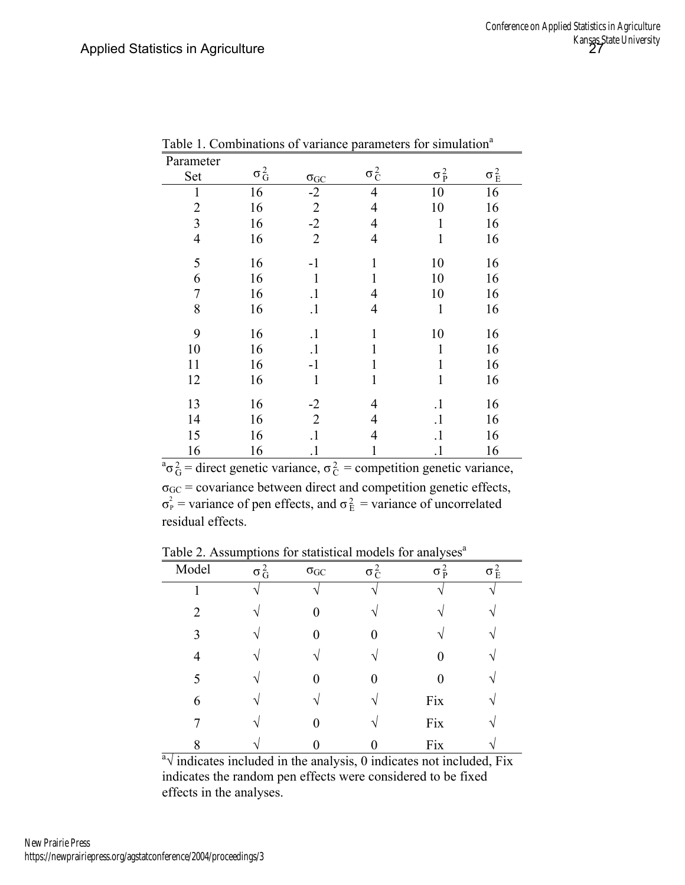Table 1. Combinations of variance parameters for simulation[a]

| Parameter Set | $\sigma_G^2$ | $\sigma_{GC}$ | $\sigma_C^2$ | $\sigma_P^2$ | $\sigma_E^2$ |
|---|---|---|---|---|---|
| 1 | 16 | -2 | 4 | 10 | 16 |
| 2 | 16 | 2 | 4 | 10 | 16 |
| 3 | 16 | -2 | 4 | 1 | 16 |
| 4 | 16 | 2 | 4 | 1 | 16 |
| 5 | 16 | -1 | 1 | 10 | 16 |
| 6 | 16 | 1 | 1 | 10 | 16 |
| 7 | 16 | .1 | 4 | 10 | 16 |
| 8 | 16 | .1 | 4 | 1 | 16 |
| 9 | 16 | .1 | 1 | 10 | 16 |
| 10 | 16 | .1 | 1 | 1 | 16 |
| 11 | 16 | -1 | 1 | 1 | 16 |
| 12 | 16 | 1 | 1 | 1 | 16 |
| 13 | 16 | -2 | 4 | .1 | 16 |
| 14 | 16 | 2 | 4 | .1 | 16 |
| 15 | 16 | .1 | 4 | .1 | 16 |
| 16 | 16 | .1 | 1 | .1 | 16 |

[a] $\sigma_G^2$ = direct genetic variance, $\sigma_C^2$ = competition genetic variance, $\sigma_{GC}$ = covariance between direct and competition genetic effects, $\sigma_P^2$ = variance of pen effects, and $\sigma_E^2$ = variance of uncorrelated residual effects.

Table 2. Assumptions for statistical models for analyses[a]

| Model | $\sigma_G^2$ | $\sigma_{GC}$ | $\sigma_C^2$ | $\sigma_P^2$ | $\sigma_E^2$ |
|---|---|---|---|---|---|
| 1 | √ | √ | √ | √ | √ |
| 2 | √ | 0 | √ | √ | √ |
| 3 | √ | 0 | 0 | √ | √ |
| 4 | √ | √ | √ | 0 | √ |
| 5 | √ | 0 | 0 | 0 | √ |
| 6 | √ | √ | √ | Fix | √ |
| 7 | √ | 0 | √ | Fix | √ |
| 8 | √ | 0 | 0 | Fix | √ |

[a] √ indicates included in the analysis, 0 indicates not included, Fix indicates the random pen effects were considered to be fixed effects in the analyses.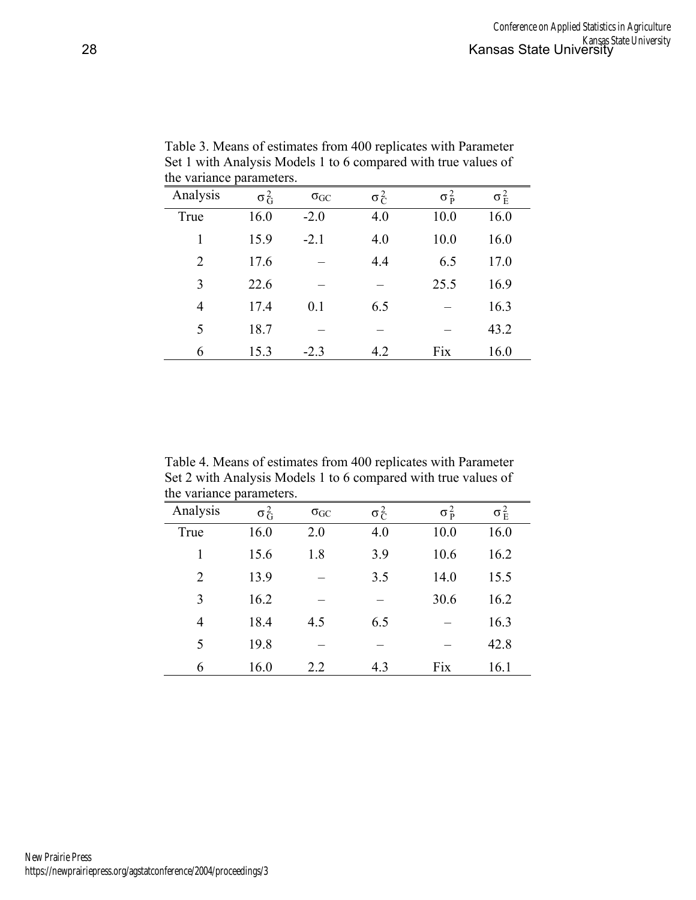Table 3. Means of estimates from 400 replicates with Parameter Set 1 with Analysis Models 1 to 6 compared with true values of the variance parameters.

| Analysis | $\sigma^2_G$ | $\sigma_{GC}$ | $\sigma^2_C$ | $\sigma^2_P$ | $\sigma^2_E$ |
|---|---|---|---|---|---|
| True | 16.0 | -2.0 | 4.0 | 10.0 | 16.0 |
| 1 | 15.9 | -2.1 | 4.0 | 10.0 | 16.0 |
| 2 | 17.6 | – | 4.4 | 6.5 | 17.0 |
| 3 | 22.6 | – | – | 25.5 | 16.9 |
| 4 | 17.4 | 0.1 | 6.5 | – | 16.3 |
| 5 | 18.7 | – | – | – | 43.2 |
| 6 | 15.3 | -2.3 | 4.2 | Fix | 16.0 |

Table 4. Means of estimates from 400 replicates with Parameter Set 2 with Analysis Models 1 to 6 compared with true values of the variance parameters.

| Analysis | $\sigma^2_G$ | $\sigma_{GC}$ | $\sigma^2_C$ | $\sigma^2_P$ | $\sigma^2_E$ |
|---|---|---|---|---|---|
| True | 16.0 | 2.0 | 4.0 | 10.0 | 16.0 |
| 1 | 15.6 | 1.8 | 3.9 | 10.6 | 16.2 |
| 2 | 13.9 | – | 3.5 | 14.0 | 15.5 |
| 3 | 16.2 | – | – | 30.6 | 16.2 |
| 4 | 18.4 | 4.5 | 6.5 | – | 16.3 |
| 5 | 19.8 | – | – | – | 42.8 |
| 6 | 16.0 | 2.2 | 4.3 | Fix | 16.1 |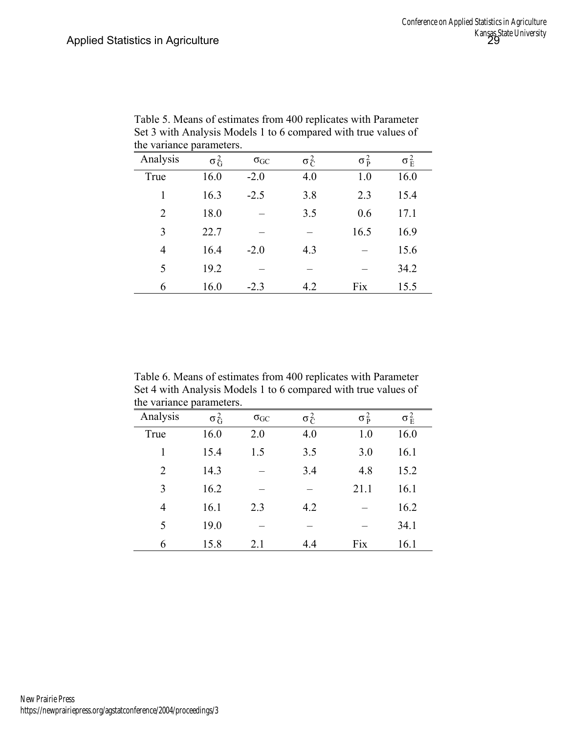Table 5. Means of estimates from 400 replicates with Parameter Set 3 with Analysis Models 1 to 6 compared with true values of the variance parameters.

| Analysis | $\sigma^2_G$ | $\sigma_{GC}$ | $\sigma^2_C$ | $\sigma^2_P$ | $\sigma^2_E$ |
|---|---|---|---|---|---|
| True | 16.0 | -2.0 | 4.0 | 1.0 | 16.0 |
| 1 | 16.3 | -2.5 | 3.8 | 2.3 | 15.4 |
| 2 | 18.0 | – | 3.5 | 0.6 | 17.1 |
| 3 | 22.7 | – | – | 16.5 | 16.9 |
| 4 | 16.4 | -2.0 | 4.3 | – | 15.6 |
| 5 | 19.2 | – | – | – | 34.2 |
| 6 | 16.0 | -2.3 | 4.2 | Fix | 15.5 |

Table 6. Means of estimates from 400 replicates with Parameter Set 4 with Analysis Models 1 to 6 compared with true values of the variance parameters.

| Analysis | $\sigma^2_G$ | $\sigma_{GC}$ | $\sigma^2_C$ | $\sigma^2_P$ | $\sigma^2_E$ |
|---|---|---|---|---|---|
| True | 16.0 | 2.0 | 4.0 | 1.0 | 16.0 |
| 1 | 15.4 | 1.5 | 3.5 | 3.0 | 16.1 |
| 2 | 14.3 | – | 3.4 | 4.8 | 15.2 |
| 3 | 16.2 | – | – | 21.1 | 16.1 |
| 4 | 16.1 | 2.3 | 4.2 | – | 16.2 |
| 5 | 19.0 | – | – | – | 34.1 |
| 6 | 15.8 | 2.1 | 4.4 | Fix | 16.1 |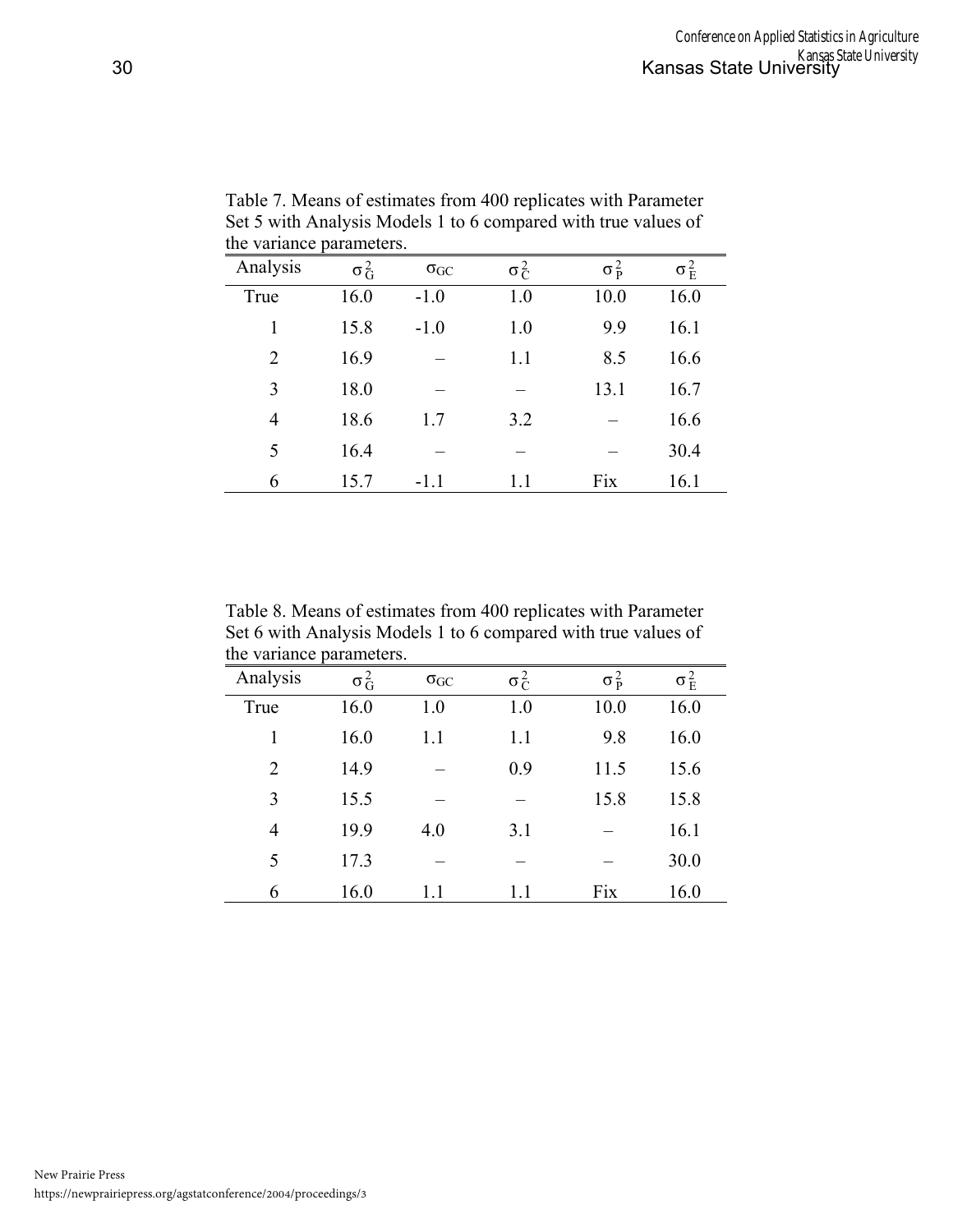Table 7. Means of estimates from 400 replicates with Parameter Set 5 with Analysis Models 1 to 6 compared with true values of the variance parameters.

| Analysis | $\sigma^2_G$ | $\sigma_{GC}$ | $\sigma^2_C$ | $\sigma^2_P$ | $\sigma^2_E$ |
|---|---|---|---|---|---|
| True | 16.0 | -1.0 | 1.0 | 10.0 | 16.0 |
| 1 | 15.8 | -1.0 | 1.0 | 9.9 | 16.1 |
| 2 | 16.9 | – | 1.1 | 8.5 | 16.6 |
| 3 | 18.0 | – | – | 13.1 | 16.7 |
| 4 | 18.6 | 1.7 | 3.2 | – | 16.6 |
| 5 | 16.4 | – | – | – | 30.4 |
| 6 | 15.7 | -1.1 | 1.1 | Fix | 16.1 |

Table 8. Means of estimates from 400 replicates with Parameter Set 6 with Analysis Models 1 to 6 compared with true values of the variance parameters.

| Analysis | $\sigma^2_G$ | $\sigma_{GC}$ | $\sigma^2_C$ | $\sigma^2_P$ | $\sigma^2_E$ |
|---|---|---|---|---|---|
| True | 16.0 | 1.0 | 1.0 | 10.0 | 16.0 |
| 1 | 16.0 | 1.1 | 1.1 | 9.8 | 16.0 |
| 2 | 14.9 | – | 0.9 | 11.5 | 15.6 |
| 3 | 15.5 | – | – | 15.8 | 15.8 |
| 4 | 19.9 | 4.0 | 3.1 | – | 16.1 |
| 5 | 17.3 | – | – | – | 30.0 |
| 6 | 16.0 | 1.1 | 1.1 | Fix | 16.0 |